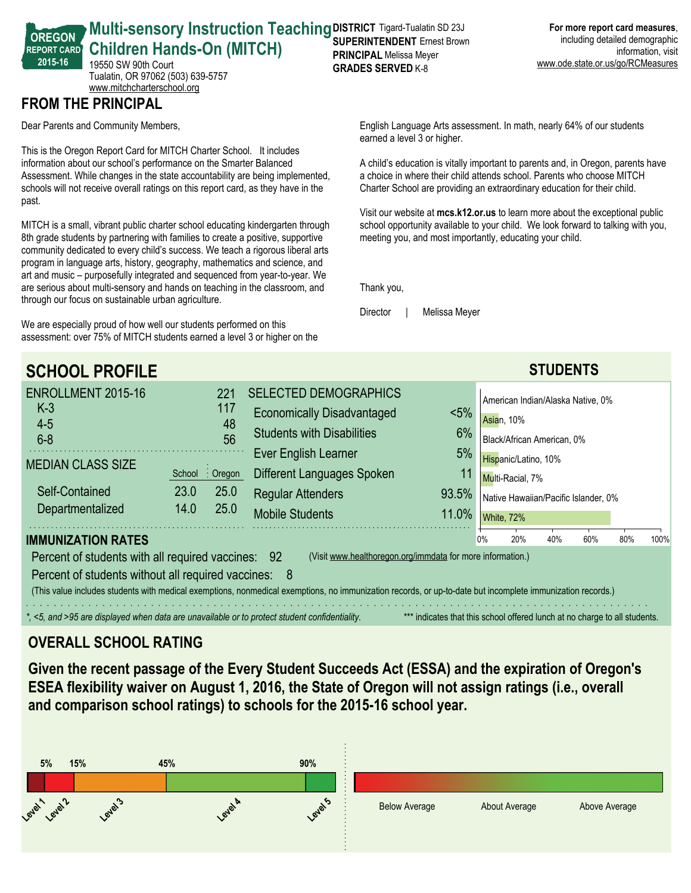OREGON REPORT CARD 2015-16

# Multi-sensory Instruction Teaching Children Hands-On (MITCH)

19550 SW 90th Court
Tualatin, OR 97062 (503) 639-5757
www.mitchcharterschool.org

**DISTRICT** Tigard-Tualatin SD 23J
**SUPERINTENDENT** Ernest Brown
**PRINCIPAL** Melissa Meyer
**GRADES SERVED** K-8

**For more report card measures**, including detailed demographic information, visit www.ode.state.or.us/go/RCMeasures

## FROM THE PRINCIPAL

Dear Parents and Community Members,

This is the Oregon Report Card for MITCH Charter School. It includes information about our school's performance on the Smarter Balanced Assessment. While changes in the state accountability are being implemented, schools will not receive overall ratings on this report card, as they have in the past.

MITCH is a small, vibrant public charter school educating kindergarten through 8th grade students by partnering with families to create a positive, supportive community dedicated to every child's success. We teach a rigorous liberal arts program in language arts, history, geography, mathematics and science, and art and music – purposefully integrated and sequenced from year-to-year. We are serious about multi-sensory and hands on teaching in the classroom, and through our focus on sustainable urban agriculture.

We are especially proud of how well our students performed on this assessment: over 75% of MITCH students earned a level 3 or higher on the English Language Arts assessment. In math, nearly 64% of our students earned a level 3 or higher.

A child's education is vitally important to parents and, in Oregon, parents have a choice in where their child attends school. Parents who choose MITCH Charter School are providing an extraordinary education for their child.

Visit our website at **mcs.k12.or.us** to learn more about the exceptional public school opportunity available to your child. We look forward to talking with you, meeting you, and most importantly, educating your child.

Thank you,

Director | Melissa Meyer

## SCHOOL PROFILE

| ENROLLMENT 2015-16 | 221 |
|---|---|
| K-3 | 117 |
| 4-5 | 48 |
| 6-8 | 56 |

| MEDIAN CLASS SIZE | School | Oregon |
|---|---|---|
| Self-Contained | 23.0 | 25.0 |
| Departmentalized | 14.0 | 25.0 |

| SELECTED DEMOGRAPHICS | |
|---|---|
| Economically Disadvantaged | <5% |
| Students with Disabilities | 6% |
| Ever English Learner | 5% |
| Different Languages Spoken | 11 |
| Regular Attenders | 93.5% |
| Mobile Students | 11.0% |

### STUDENTS

| Race/Ethnicity | Percent |
|---|---|
| American Indian/Alaska Native | 0% |
| Asian | 10% |
| Black/African American | 0% |
| Hispanic/Latino | 10% |
| Multi-Racial | 7% |
| Native Hawaiian/Pacific Islander | 0% |
| White | 72% |

### IMMUNIZATION RATES

Percent of students with all required vaccines: 92 (Visit www.healthoregon.org/immdata for more information.)

Percent of students without all required vaccines: 8

(This value includes students with medical exemptions, nonmedical exemptions, no immunization records, or up-to-date but incomplete immunization records.)

*\*, <5, and >95 are displayed when data are unavailable or to protect student confidentiality.*

\*\*\* indicates that this school offered lunch at no charge to all students.

## OVERALL SCHOOL RATING

**Given the recent passage of the Every Student Succeeds Act (ESSA) and the expiration of Oregon's ESEA flexibility waiver on August 1, 2016, the State of Oregon will not assign ratings (i.e., overall and comparison school ratings) to schools for the 2015-16 school year.**

5% 15% 45% 90%

Level 1 Level 2 Level 3 Level 4 Level 5

Below Average About Average Above Average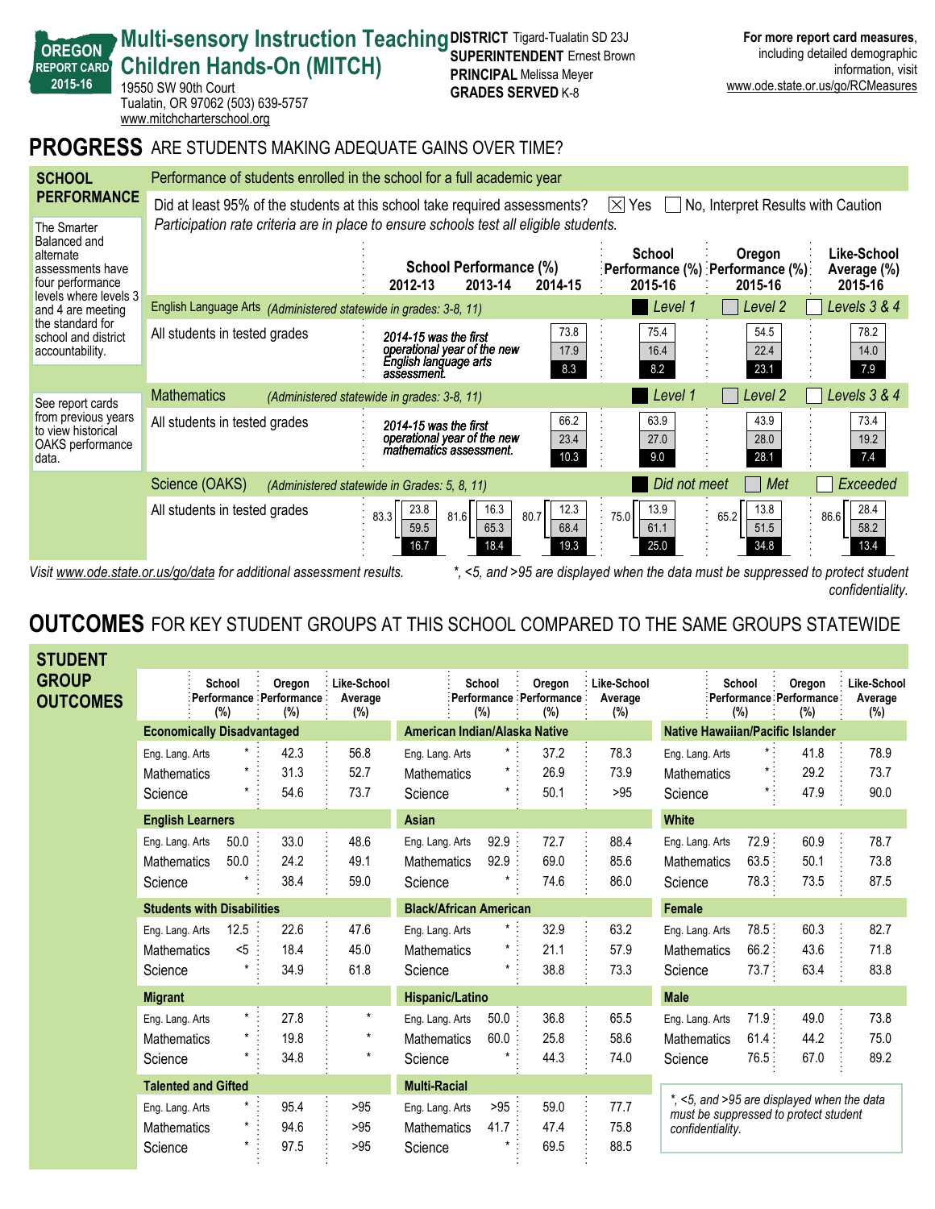OREGON REPORT CARD 2015-16

# Multi-sensory Instruction Teaching Children Hands-On (MITCH)

19550 SW 90th Court
Tualatin, OR 97062 (503) 639-5757
www.mitchcharterschool.org

**DISTRICT** Tigard-Tualatin SD 23J
**SUPERINTENDENT** Ernest Brown
**PRINCIPAL** Melissa Meyer
**GRADES SERVED** K-8

**For more report card measures**, including detailed demographic information, visit www.ode.state.or.us/go/RCMeasures

## PROGRESS ARE STUDENTS MAKING ADEQUATE GAINS OVER TIME?

**SCHOOL PERFORMANCE**

The Smarter Balanced and alternate assessments have four performance levels where levels 3 and 4 are meeting the standard for school and district accountability.

See report cards from previous years to view historical OAKS performance data.

Performance of students enrolled in the school for a full academic year

Did at least 95% of the students at this school take required assessments? ☒ Yes ☐ No, Interpret Results with Caution

*Participation rate criteria are in place to ensure schools test all eligible students.*

| | School Performance (%) 2012-13 | 2013-14 | 2014-15 | School Performance (%) 2015-16 | Oregon Performance (%) 2015-16 | Like-School Average (%) 2015-16 |
|---|---|---|---|---|---|---|
| **English Language Arts** *(Administered statewide in grades: 3-8, 11)* | | | | Level 1 | Level 2 | Levels 3 & 4 |
| All students in tested grades | *2014-15 was the first operational year of the new English language arts assessment.* | | 73.8 / 17.9 / 8.3 | 75.4 / 16.4 / 8.2 | 54.5 / 22.4 / 23.1 | 78.2 / 14.0 / 7.9 |
| **Mathematics** *(Administered statewide in grades: 3-8, 11)* | | | | Level 1 | Level 2 | Levels 3 & 4 |
| All students in tested grades | *2014-15 was the first operational year of the new mathematics assessment.* | | 66.2 / 23.4 / 10.3 | 63.9 / 27.0 / 9.0 | 43.9 / 28.0 / 28.1 | 73.4 / 19.2 / 7.4 |
| **Science (OAKS)** *(Administered statewide in Grades: 5, 8, 11)* | | | | Did not meet | Met | Exceeded |
| All students in tested grades | 83.3 (23.8 / 59.5 / 16.7) | 81.6 (16.3 / 65.3 / 18.4) | 80.7 (12.3 / 68.4 / 19.3) | 75.0 (13.9 / 61.1 / 25.0) | 65.2 (13.8 / 51.5 / 34.8) | 86.6 (28.4 / 58.2 / 13.4) |

*Visit www.ode.state.or.us/go/data for additional assessment results.*

*\*, <5, and >95 are displayed when the data must be suppressed to protect student confidentiality.*

## OUTCOMES FOR KEY STUDENT GROUPS AT THIS SCHOOL COMPARED TO THE SAME GROUPS STATEWIDE

**STUDENT GROUP OUTCOMES**

| Group / Subject | School Performance (%) | Oregon Performance (%) | Like-School Average (%) |
|---|---|---|---|
| **Economically Disadvantaged** | | | |
| Eng. Lang. Arts | * | 42.3 | 56.8 |
| Mathematics | * | 31.3 | 52.7 |
| Science | * | 54.6 | 73.7 |
| **English Learners** | | | |
| Eng. Lang. Arts | 50.0 | 33.0 | 48.6 |
| Mathematics | 50.0 | 24.2 | 49.1 |
| Science | * | 38.4 | 59.0 |
| **Students with Disabilities** | | | |
| Eng. Lang. Arts | 12.5 | 22.6 | 47.6 |
| Mathematics | <5 | 18.4 | 45.0 |
| Science | * | 34.9 | 61.8 |
| **Migrant** | | | |
| Eng. Lang. Arts | * | 27.8 | * |
| Mathematics | * | 19.8 | * |
| Science | * | 34.8 | * |
| **Talented and Gifted** | | | |
| Eng. Lang. Arts | * | 95.4 | >95 |
| Mathematics | * | 94.6 | >95 |
| Science | * | 97.5 | >95 |
| **American Indian/Alaska Native** | | | |
| Eng. Lang. Arts | * | 37.2 | 78.3 |
| Mathematics | * | 26.9 | 73.9 |
| Science | * | 50.1 | >95 |
| **Asian** | | | |
| Eng. Lang. Arts | 92.9 | 72.7 | 88.4 |
| Mathematics | 92.9 | 69.0 | 85.6 |
| Science | * | 74.6 | 86.0 |
| **Black/African American** | | | |
| Eng. Lang. Arts | * | 32.9 | 63.2 |
| Mathematics | * | 21.1 | 57.9 |
| Science | * | 38.8 | 73.3 |
| **Hispanic/Latino** | | | |
| Eng. Lang. Arts | 50.0 | 36.8 | 65.5 |
| Mathematics | 60.0 | 25.8 | 58.6 |
| Science | * | 44.3 | 74.0 |
| **Multi-Racial** | | | |
| Eng. Lang. Arts | >95 | 59.0 | 77.7 |
| Mathematics | 41.7 | 47.4 | 75.8 |
| Science | * | 69.5 | 88.5 |
| **Native Hawaiian/Pacific Islander** | | | |
| Eng. Lang. Arts | * | 41.8 | 78.9 |
| Mathematics | * | 29.2 | 73.7 |
| Science | * | 47.9 | 90.0 |
| **White** | | | |
| Eng. Lang. Arts | 72.9 | 60.9 | 78.7 |
| Mathematics | 63.5 | 50.1 | 73.8 |
| Science | 78.3 | 73.5 | 87.5 |
| **Female** | | | |
| Eng. Lang. Arts | 78.5 | 60.3 | 82.7 |
| Mathematics | 66.2 | 43.6 | 71.8 |
| Science | 73.7 | 63.4 | 83.8 |
| **Male** | | | |
| Eng. Lang. Arts | 71.9 | 49.0 | 73.8 |
| Mathematics | 61.4 | 44.2 | 75.0 |
| Science | 76.5 | 67.0 | 89.2 |

*\*, <5, and >95 are displayed when the data must be suppressed to protect student confidentiality.*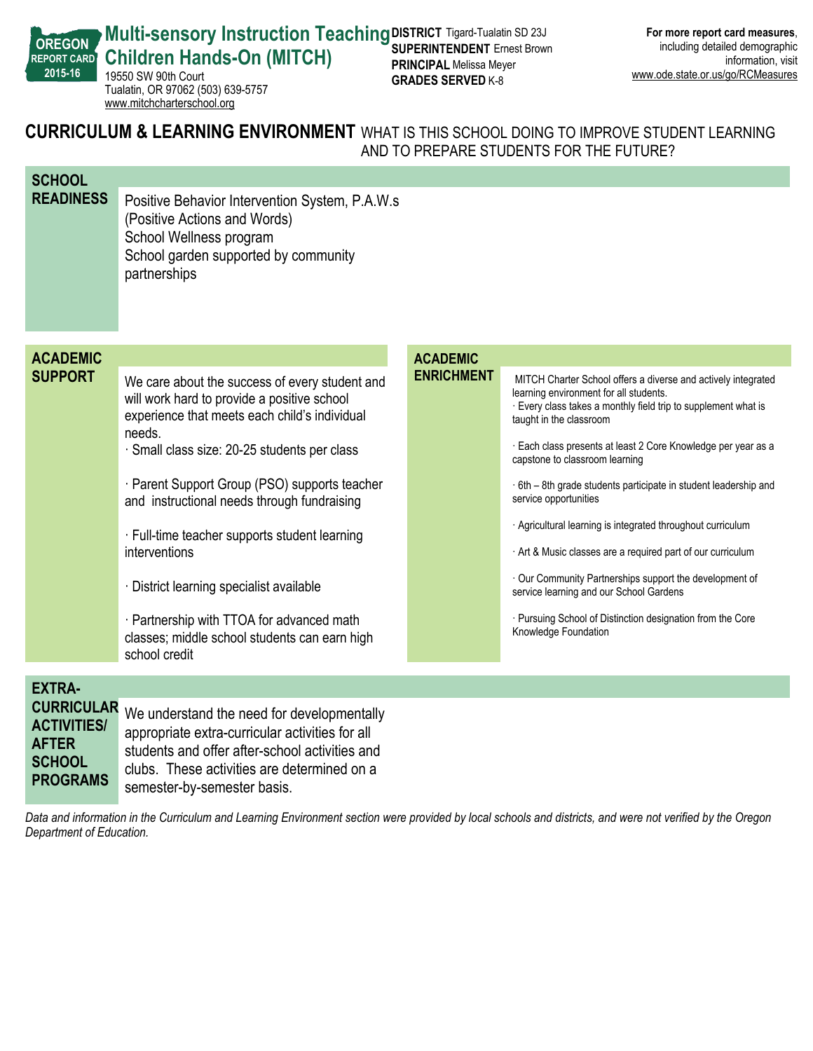**OREGON REPORT CARD 2015-16**

# Multi-sensory Instruction Teaching Children Hands-On (MITCH)

19550 SW 90th Court
Tualatin, OR 97062 (503) 639-5757
www.mitchcharterschool.org

**DISTRICT** Tigard-Tualatin SD 23J
**SUPERINTENDENT** Ernest Brown
**PRINCIPAL** Melissa Meyer
**GRADES SERVED** K-8

**For more report card measures**, including detailed demographic information, visit www.ode.state.or.us/go/RCMeasures

## CURRICULUM & LEARNING ENVIRONMENT

WHAT IS THIS SCHOOL DOING TO IMPROVE STUDENT LEARNING AND TO PREPARE STUDENTS FOR THE FUTURE?

### SCHOOL READINESS

Positive Behavior Intervention System, P.A.W.s (Positive Actions and Words)
School Wellness program
School garden supported by community partnerships

### ACADEMIC SUPPORT

We care about the success of every student and will work hard to provide a positive school experience that meets each child's individual needs.

· Small class size: 20-25 students per class

· Parent Support Group (PSO) supports teacher and instructional needs through fundraising

· Full-time teacher supports student learning interventions

· District learning specialist available

· Partnership with TTOA for advanced math classes; middle school students can earn high school credit

### ACADEMIC ENRICHMENT

MITCH Charter School offers a diverse and actively integrated learning environment for all students.

· Every class takes a monthly field trip to supplement what is taught in the classroom

· Each class presents at least 2 Core Knowledge per year as a capstone to classroom learning

· 6th – 8th grade students participate in student leadership and service opportunities

· Agricultural learning is integrated throughout curriculum

· Art & Music classes are a required part of our curriculum

· Our Community Partnerships support the development of service learning and our School Gardens

· Pursuing School of Distinction designation from the Core Knowledge Foundation

### EXTRA-CURRICULAR ACTIVITIES/ AFTER SCHOOL PROGRAMS

We understand the need for developmentally appropriate extra-curricular activities for all students and offer after-school activities and clubs. These activities are determined on a semester-by-semester basis.

*Data and information in the Curriculum and Learning Environment section were provided by local schools and districts, and were not verified by the Oregon Department of Education.*